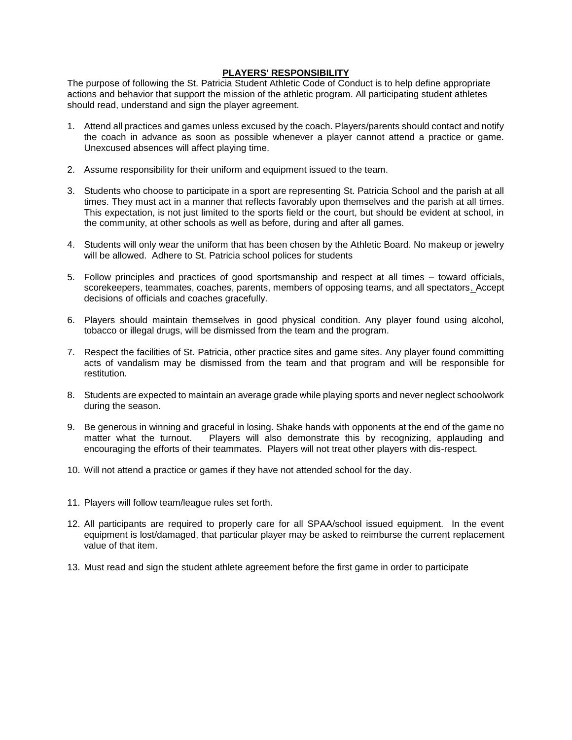## PLAYERS' RESPONSIBILITY

The purpose of following the St. Patricia Student Athletic Code of Conduct is to help define appropriate actions and behavior that support the mission of the athletic program. All participating student athletes should read, understand and sign the player agreement.

1. Attend all practices and games unless excused by the coach. Players/parents should contact and notify the coach in advance as soon as possible whenever a player cannot attend a practice or game. Unexcused absences will affect playing time.

2. Assume responsibility for their uniform and equipment issued to the team.

3. Students who choose to participate in a sport are representing St. Patricia School and the parish at all times. They must act in a manner that reflects favorably upon themselves and the parish at all times. This expectation, is not just limited to the sports field or the court, but should be evident at school, in the community, at other schools as well as before, during and after all games.

4. Students will only wear the uniform that has been chosen by the Athletic Board. No makeup or jewelry will be allowed. Adhere to St. Patricia school polices for students

5. Follow principles and practices of good sportsmanship and respect at all times – toward officials, scorekeepers, teammates, coaches, parents, members of opposing teams, and all spectators. Accept decisions of officials and coaches gracefully.

6. Players should maintain themselves in good physical condition. Any player found using alcohol, tobacco or illegal drugs, will be dismissed from the team and the program.

7. Respect the facilities of St. Patricia, other practice sites and game sites. Any player found committing acts of vandalism may be dismissed from the team and that program and will be responsible for restitution.

8. Students are expected to maintain an average grade while playing sports and never neglect schoolwork during the season.

9. Be generous in winning and graceful in losing. Shake hands with opponents at the end of the game no matter what the turnout. Players will also demonstrate this by recognizing, applauding and encouraging the efforts of their teammates. Players will not treat other players with dis-respect.

10. Will not attend a practice or games if they have not attended school for the day.

11. Players will follow team/league rules set forth.

12. All participants are required to properly care for all SPAA/school issued equipment. In the event equipment is lost/damaged, that particular player may be asked to reimburse the current replacement value of that item.

13. Must read and sign the student athlete agreement before the first game in order to participate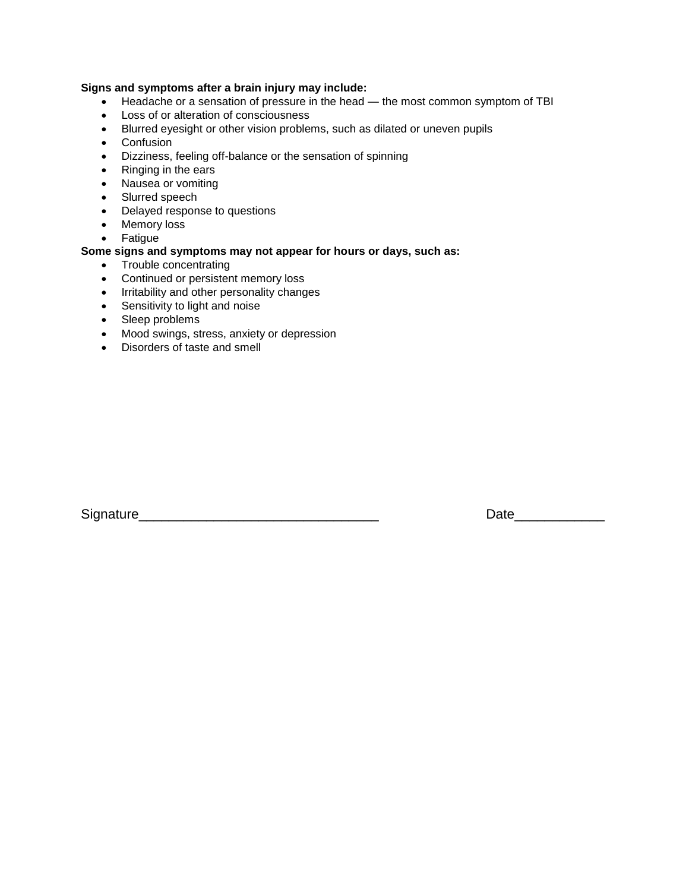**Signs and symptoms after a brain injury may include:**

- Headache or a sensation of pressure in the head — the most common symptom of TBI
- Loss of or alteration of consciousness
- Blurred eyesight or other vision problems, such as dilated or uneven pupils
- Confusion
- Dizziness, feeling off-balance or the sensation of spinning
- Ringing in the ears
- Nausea or vomiting
- Slurred speech
- Delayed response to questions
- Memory loss
- Fatigue

**Some signs and symptoms may not appear for hours or days, such as:**

- Trouble concentrating
- Continued or persistent memory loss
- Irritability and other personality changes
- Sensitivity to light and noise
- Sleep problems
- Mood swings, stress, anxiety or depression
- Disorders of taste and smell

Signature________________________________ Date____________